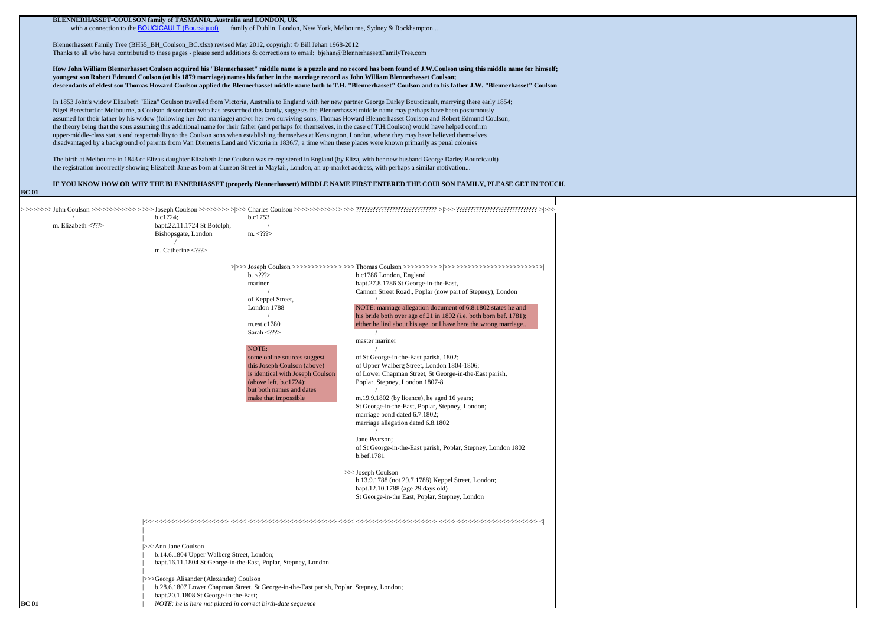**BLENNERHASSET-COULSON family of TASMANIA, Australia and LONDON, UK**
with a connection to the BOUCICAULT (Boursiquot) family of Dublin, London, New York, Melbourne, Sydney & Rockhampton...

Blennerhassett Family Tree (BH55_BH_Coulson_BC.xlsx) revised May 2012, copyright © Bill Jehan 1968-2012
Thanks to all who have contributed to these pages - please send additions & corrections to email: bjehan@BlennerhassettFamilyTree.com

**How John William Blennerhasset Coulson acquired his "Blennerhasset" middle name is a puzzle and no record has been found of J.W.Coulson using this middle name for himself; youngest son Robert Edmund Coulson (at his 1879 marriage) names his father in the marriage record as John William Blennerhasset Coulson; descendants of eldest son Thomas Howard Coulson applied the Blennerhasset middle name both to T.H. "Blennerhasset" Coulson and to his father J.W. "Blennerhasset" Coulson**

In 1853 John's widow Elizabeth "Eliza" Coulson travelled from Victoria, Australia to England with her new partner George Darley Bourcicault, marrying there early 1854; Nigel Beresford of Melbourne, a Coulson descendant who has researched this family, suggests the Blennerhasset middle name may perhaps have been postumously assumed for their father by his widow (following her 2nd marriage) and/or her two surviving sons, Thomas Howard Blennerhasset Coulson and Robert Edmund Coulson; the theory being that the sons assuming this additional name for their father (and perhaps for themselves, in the case of T.H.Coulson) would have helped confirm upper-middle-class status and respectability to the Coulson sons when establishing themselves at Kensington, London, where they may have believed themselves disadvantaged by a background of parents from Van Diemen's Land and Victoria in 1836/7, a time when these places were known primarily as penal colonies

The birth at Melbourne in 1843 of Eliza's daughter Elizabeth Jane Coulson was re-registered in England (by Eliza, with her new husband George Darley Bourcicault) the registration incorrectly showing Elizabeth Jane as born at Curzon Street in Mayfair, London, an up-market address, with perhaps a similar motivation...

**IF YOU KNOW HOW OR WHY THE BLENNERHASSET (properly Blennerhassett) MIDDLE NAME FIRST ENTERED THE COULSON FAMILY, PLEASE GET IN TOUCH.**

**BC 01**

>|>>>>>>> John Coulson >>>>>>>>>>>> >|>>> Joseph Coulson >>>>>>>> >|>>> Charles Coulson >>>>>>>>>>> >|>>> ??????????????????????????? >|>>> ??????????????????????????? >|>>>

- **John Coulson**
  - m. Elizabeth <???>
- **Joseph Coulson**
  - b.c1724;
  - bapt.22.11.1724 St Botolph, Bishopsgate, London
  - m. Catherine <???>
- **Charles Coulson**
  - b.c1753
  - m. <???>

>|>>> Joseph Coulson >>>>>>>>>>>> >|>>> Thomas Coulson >>>>>>>>> >|>>> >>>>>>>>>>>>>>>>>>>>>>> >|

- **Joseph Coulson**
  - b. <???>
  - mariner
  - of Keppel Street, London 1788
  - m.est.c1780
  - Sarah <???>

  NOTE: some online sources suggest this Joseph Coulson (above) is identical with Joseph Coulson (above left, b.c1724); but both names and dates make that impossible

- **Thomas Coulson**
  - b.c1786 London, England
  - bapt.27.8.1786 St George-in-the-East, Cannon Street Road., Poplar (now part of Stepney), London

  NOTE: marriage allegation document of 6.8.1802 states he and his bride both over age of 21 in 1802 (i.e. both born bef. 1781); either he lied about his age, or I have here the wrong marriage...

  - master mariner
  - of St George-in-the-East parish, 1802;
  - of Upper Walberg Street, London 1804-1806;
  - of Lower Chapman Street, St George-in-the-East parish, Poplar, Stepney, London 1807-8
  - m.19.9.1802 (by licence), he aged 16 years; St George-in-the-East, Poplar, Stepney, London; marriage bond dated 6.7.1802; marriage allegation dated 6.8.1802
  - Jane Pearson; of St George-in-the-East parish, Poplar, Stepney, London 1802; b.bef.1781

- |>>> **Joseph Coulson**
  - b.13.9.1788 (not 29.7.1788) Keppel Street, London;
  - bapt.12.10.1788 (age 29 days old)
  - St George-in-the East, Poplar, Stepney, London

|<<<<<<<<<<<<<<<<<<<<<<<<<<<<<<<<<<<<<<<<<<<<<<<<<<<<<<<<<<<<<<<<<<<<<<<<<<<<<<<<<<<<<<<<<<|

- |>>> **Ann Jane Coulson**
  - b.14.6.1804 Upper Walberg Street, London;
  - bapt.16.11.1804 St George-in-the-East, Poplar, Stepney, London

- |>>> **George Alisander (Alexander) Coulson**
  - b.28.6.1807 Lower Chapman Street, St George-in-the-East parish, Poplar, Stepney, London;
  - bapt.20.1.1808 St George-in-the-East;
  - *NOTE: he is here not placed in correct birth-date sequence*

**BC 01**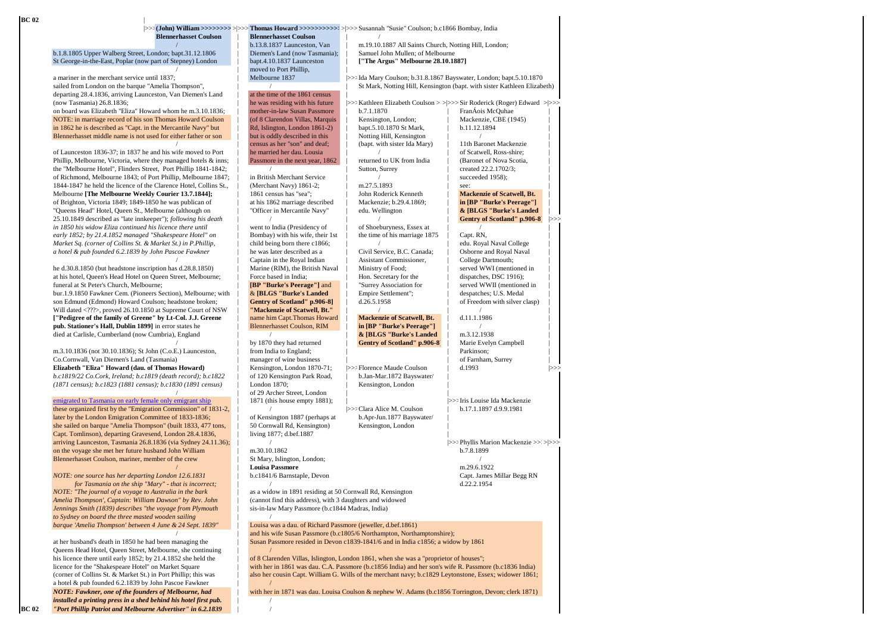BC 02

|>>> **(John) William >>>>>>>>> >|>>> Thomas Howard >>>>>>>>>>> >|>>> Susannah "Susie" Coulson; b.c1866 Bombay, India**

**Blennerhasset Coulson**

b.1.8.1805 Upper Walberg Street, London; bapt.31.12.1806 St George-in-the-East, Poplar (now part of Stepney) London

a mariner in the merchant service until 1837; sailed from London on the barque "Amelia Thompson", departing 28.4.1836, arriving Launceston, Van Diemen's Land (now Tasmania) 26.8.1836; on board was Elizabeth "Eliza" Howard whom he m.3.10.1836;

NOTE: in marriage record of his son Thomas Howard Coulson in 1862 he is described as "Capt. in the Mercantile Navy" but Blennerhasset middle name is not used for either father or son

of Launceston 1836-37; in 1837 he and his wife moved to Port Phillip, Melbourne, Victoria, where they managed hotels & inns; the "Melbourne Hotel", Flinders Street, Port Phillip 1841-1842; of Richmond, Melbourne 1843; of Port Phillip, Melbourne 1847; 1844-1847 he held the licence of the Clarence Hotel, Collins St., Melbourne **[The Melbourne Weekly Courier 13.7.1844]**; of Brighton, Victoria 1849; 1849-1850 he was publican of "Queens Head" Hotel, Queen St., Melbourne (although on 25.10.1849 described as "late innkeeper"); *following his death in 1850 his widow Eliza continued his licence there until early 1852; by 21.4.1852 managed "Shakespeare Hotel" on Market Sq. (corner of Collins St. & Market St.) in P.Phillip, a hotel & pub founded 6.2.1839 by John Pascoe Fawkner*

he d.30.8.1850 (but headstone inscription has d.28.8.1850) at his hotel, Queen's Head Hotel on Queen Street, Melbourne; funeral at St Peter's Church, Melbourne; bur.1.9.1850 Fawkner Cem. (Pioneers Section), Melbourne; with son Edmund (Edmond) Howard Coulson; headstone broken; Will dated <???>, proved 26.10.1850 at Supreme Court of NSW **["Pedigree of the family of Greene" by Lt-Col. J.J. Greene pub. Stationer's Hall, Dublin 1899]** in error states he died at Carlisle, Cumberland (now Cumbria), England

m.3.10.1836 (not 30.10.1836); St John (C.o.E.) Launceston, Co.Cornwall, Van Diemen's Land (Tasmania)

**Elizabeth "Eliza" Howard (dau. of Thomas Howard)**

*b.c1819/22 Co.Cork, Ireland; b.c1819 (death record); b.c1822 (1871 census); b.c1823 (1881 census); b.c1830 (1891 census)*

emigrated to Tasmania on early female only emigrant ship these organized first by the "Emigration Commission" of 1831-2, later by the London Emigration Committee of 1833-1836; she sailed on barque "Amelia Thompson" (built 1833, 477 tons, Capt. Tomlinson), departing Gravesend, London 28.4.1836, arriving Launceston, Tasmania 26.8.1836 (via Sydney 24.11.36); on the voyage she met her future husband John William Blennerhasset Coulson, mariner, member of the crew

*NOTE: one source has her departing London 12.6.1831 for Tasmania on the ship "Mary" - that is incorrect;*
*NOTE: "The journal of a voyage to Australia in the bark Amelia Thompson', Captain: William Dawson" by Rev. John Jennings Smith (1839) describes "the voyage from Plymouth to Sydney on board the three masted wooden sailing barque 'Amelia Thompson' between 4 June & 24 Sept. 1839"*

at her husband's death in 1850 he had been managing the Queens Head Hotel, Queen Street, Melbourne, she continuing his licence there until early 1852; by 21.4.1852 she held the licence for the "Shakespeare Hotel" on Market Square (corner of Collins St. & Market St.) in Port Phillip; this was a hotel & pub founded 6.2.1839 by John Pascoe Fawkner

***NOTE: Fawkner, one of the founders of Melbourne, had installed a printing press in a shed behind his hotel first pub. "Port Phillip Patriot and Melbourne Advertiser" in 6.2.1839***

---

**Blennerhasset Coulson** (Thomas Howard)

b.13.8.1837 Launceston, Van Diemen's Land (now Tasmania); bapt.4.10.1837 Launceston moved to Port Phillip, Melbourne 1837

at the time of the 1861 census he was residing with his future mother-in-law Susan Passmore (of 8 Clarendon Villas, Marquis Rd, Islington, London 1861-2) but is oddly described in this census as her "son" and deaf; he married her dau. Lousia Passmore in the next year, 1862

in British Merchant Service (Merchant Navy) 1861-2; 1861 census has "sea"; at his 1862 marriage described "Officer in Mercantile Navy"

went to India (Presidency of Bombay) with his wife, their 1st child being born there c1866; he was later described as a Captain in the Royal Indian Marine (RIM), the British Naval Force based in India; **[BP "Burke's Peerage"]** and & **[BLGS "Burke's Landed Gentry of Scotland" p.906-8]** **"Mackenzie of Scatwell, Bt."** name him Capt.Thomas Howard Blennerhasset Coulson, RIM

by 1870 they had returned from India to England; manager of wine business Kensington, London 1870-71; of 120 Kensington Park Road, London 1870; of 29 Archer Street, London 1871 (this house empty 1881);

of Kensington 1887 (perhaps at 50 Cornwall Rd, Kensington) living 1877; d.bef.1887

m.30.10.1862
St Mary, Islington, London;

**Louisa Passmore**

b.c1841/6 Barnstaple, Devon

as a widow in 1891 residing at 50 Cornwall Rd, Kensington (cannot find this address), with 3 daughters and widowed sis-in-law Mary Passmore (b.c1844 Madras, India)

Louisa was a dau. of Richard Passmore (jeweller, d.bef.1861) and his wife Susan Passmore (b.c1805/6 Northampton, Northamptonshire); Susan Passmore resided in Devon c1839-1841/6 and in India c1856; a widow by 1861

of 8 Clarenden Villas, Islington, London 1861, when she was a "proprietor of houses"; with her in 1861 was dau. C.A. Passmore (b.c1856 India) and her son's wife R. Passmore (b.c1836 India) also her cousin Capt. William G. Wills of the merchant navy; b.c1829 Leytonstone, Essex; widower 1861;

with her in 1871 was dau. Louisa Coulson & nephew W. Adams (b.c1856 Torrington, Devon; clerk 1871)

---

Susannah "Susie" Coulson; b.c1866 Bombay, India

m.19.10.1887 All Saints Church, Notting Hill, London; Samuel John Mullen; of Melbourne **["The Argus" Melbourne 28.10.1887]**

|>>> Ida Mary Coulson; b.31.8.1867 Bayswater, London; bapt.5.10.1870 St Mark, Notting Hill, Kensington (bapt. with sister Kathleen Elizabeth)

|>>> Kathleen Elizabeth Coulson > >|>>> Sir Roderick (Roger) Edward >|>>>

b.7.1.1870 Kensington, London; bapt.5.10.1870 St Mark, Notting Hill, Kensington (bapt. with sister Ida Mary)

returned to UK from India Sutton, Surrey

m.27.5.1893
John Roderick Kenneth Mackenzie; b.29.4.1869; edu. Wellington

of Shoeburyness, Essex at the time of his marriage 1875

Civil Service, B.C. Canada; Assistant Commissioner, Ministry of Food; Hon. Secretary for the "Surrey Association for Empire Settlement"; d.26.5.1958

**Mackenzie of Scatwell, Bt. in [BP "Burke's Peerage"] & [BLGS "Burke's Landed Gentry of Scotland" p.906-8]**

|>>> Florence Maude Coulson b.Jan-Mar.1872 Bayswater/ Kensington, London

|>>> Clara Alice M. Coulson b.Apr-Jun.1877 Bayswater/ Kensington, London

---

FranÁois McQuhae Mackenzie, CBE (1945) b.11.12.1894

11th Baronet Mackenzie of Scatwell, Ross-shire; (Baronet of Nova Scotia, created 22.2.1702/3; succeeded 1958); see:

**Mackenzie of Scatwell, Bt. in [BP "Burke's Peerage"] & [BLGS "Burke's Landed Gentry of Scotland" p.906-8]** |>>>

Capt. RN, edu. Royal Naval College Osborne and Royal Naval College Dartmouth; served WWI (mentioned in dispatches, DSC 1916); served WWII (mentioned in despatches; U.S. Medal of Freedom with silver clasp)

d.11.1.1986

m.3.12.1938
Marie Evelyn Campbell Parkinson; of Farnham, Surrey
d.1993 |>>>

|>>> Iris Louise Ida Mackenzie b.17.1.1897 d.9.9.1981

|>>> Phyllis Marion Mackenzie >>: >|>>>
b.7.8.1899

m.29.6.1922
Capt. James Millar Begg RN
d.22.2.1954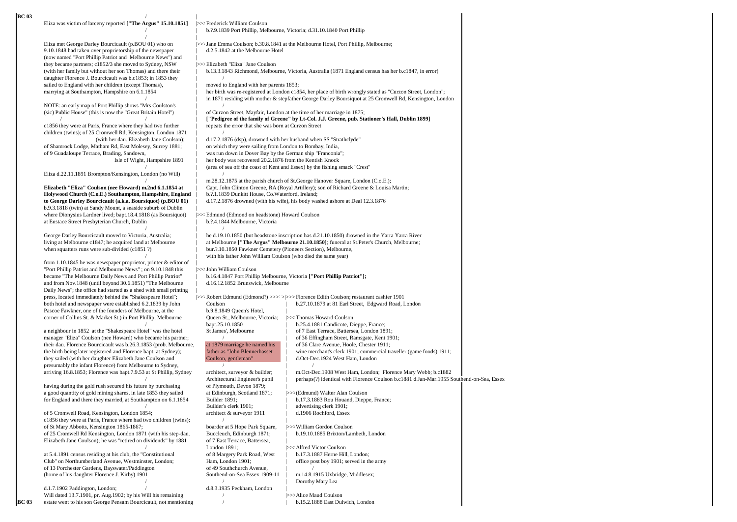BC 03

Eliza was victim of larceny reported **["The Argus" 15.10.1851]**

Eliza met George Darley Bourcicault (p.BOU 01) who on 9.10.1848 had taken over proprietorship of the newspaper (now named "Port Phillip Patriot and Melbourne News") and they became partners; c1852/3 she moved to Sydney, NSW (with her family but without her son Thomas) and there their daughter Florence J. Bourcicault was b.c1853; in 1853 they sailed to England with her children (except Thomas), marrying at Southampton, Hampshire on 6.1.1854

NOTE: an early map of Port Phillip shows "Mrs Coulston's (sic) Public House" (this is now the "Great Britain Hotel")

c1856 they were at Paris, France where they had two further children (twins); of 25 Cromwell Rd, Kensington, London 1871 (with her dau. Elizabeth Jane Coulson); of Shamrock Lodge, Matham Rd, East Molesey, Surrey 1881; of 9 Guadaloupe Terrace, Brading, Sandown, Isle of Wight, Hampshire 1891

Eliza d.22.11.1891 Brompton/Kensington, London (no Will)

**Elizabeth "Eliza" Coulson (nee Howard) m.2nd 6.1.1854 at Holywood Church (C.o.E.) Southampton, Hampshire, England to George Darley Bourcicault (a.k.a. Boursiquot) (p.BOU 01)**
b.9.3.1818 (twin) at Sandy Mount, a seaside suburb of Dublin where Dionysius Lardner lived; bapt.18.4.1818 (as Boursiquot) at Eustace Street Presbyterian Church, Dublin

George Darley Bourcicault moved to Victoria, Australia; living at Melbourne c1847; he acquired land at Melbourne when squatters runs were sub-divided (c1851 ?)

from 1.10.1845 he was newspaper proprietor, printer & editor of "Port Phillip Patriot and Melbourne News" ; on 9.10.1848 this became "The Melbourne Daily News and Port Phillip Patriot" and from Nov.1848 (until beyond 30.6.1851) "The Melbourne Daily News"; the office had started as a shed with small printing press, located immediately behind the "Shakespeare Hotel"; both hotel and newspaper were established 6.2.1839 by John Pascoe Fawkner, one of the founders of Melbourne, at the corner of Collins St. & Market St.) in Port Phillip, Melbourne

a neighbour in 1852 at the "Shakespeare Hotel" was the hotel manager "Eliza" Coulson (nee Howard) who became his partner; their dau. Florence Bourcicault was b.26.3.1853 (prob. Melbourne, the birth being later registered and Florence bapt. at Sydney); they sailed (with her daughter Elizabeth Jane Coulson and presumably the infant Florence) from Melbourne to Sydney, arriving 16.8.1853; Florence was bapt.7.9.53 at St Phillip, Sydney

having during the gold rush secured his future by purchasing a good quantity of gold mining shares, in late 1853 they sailed for England and there they married, at Southampton on 6.1.1854

of 5 Cromwell Road, Kensington, London 1854; c1856 they were at Paris, France where had two children (twins); of St Mary Abbotts, Kensington 1865-1867; of 25 Cromwell Rd Kensington, London 1871 (with his step-dau. Elizabeth Jane Coulson); he was "retired on dividends" by 1881

at 5.4.1891 census residing at his club, the "Constitutional Club" on Northumberland Avenue, Westminster, London; of 13 Porchester Gardens, Bayswater/Paddington (home of his daughter Florence J. Kirby) 1901

d.1.7.1902 Paddington, London; Will dated 13.7.1901, pr. Aug.1902; by his Will his remaining estate went to his son George Pensam Bourcicault, not mentioning

---

>>> Frederick William Coulson
b.?.9.1839 Port Phillip, Melbourne, Victoria; d.31.10.1840 Port Phillip

>>> Jane Emma Coulson; b.30.8.1841 at the Melbourne Hotel, Port Phillip, Melbourne;
d.2.5.1842 at the Melbourne Hotel

>>> Elizabeth "Eliza" Jane Coulson
b.13.3.1843 Richmond, Melbourne, Victoria, Australia (1871 England census has her b.c1847, in error)

moved to England with her parents 1853;
her birth was re-registered at London c1854, her place of birth wrongly stated as "Curzon Street, London";
in 1871 residing with mother & stepfather George Darley Boursiquot at 25 Cromwell Rd, Kensington, London

of Curzon Street, Mayfair, London at the time of her marriage in 1875;
**["Pedigree of the family of Greene" by Lt-Col. J.J. Greene, pub. Stationer's Hall, Dublin 1899]**
repeats the error that she was born at Curzon Street

d.17.2.1876 (dsp), drowned with her husband when SS "Strathclyde" on which they were sailing from London to Bombay, India, was run down in Dover Bay by the German ship "Franconia"; her body was recovered 20.2.1876 from the Kentish Knock (area of sea off the coast of Kent and Essex) by the fishing smack "Crest"

m.28.12.1875 at the parish church of St.George Hanover Square, London (C.o.E.);
Capt. John Clinton Greene, RA (Royal Artillery); son of Richard Greene & Louisa Martin;
b.?.1.1839 Dunkitt House, Co.Waterford, Ireland;
d.17.2.1876 drowned (with his wife), his body washed ashore at Deal 12.3.1876

>>> Edmund (Edmond on headstone) Howard Coulson
b.?.4.1844 Melbourne, Victoria

he d.19.10.1850 (but headstone inscription has d.21.10.1850) drowned in the Yarra Yarra River at Melbourne **["The Argus" Melbourne 21.10.1850]**; funeral at St.Peter's Church, Melbourne; bur.?.10.1850 Fawkner Cemetery (Pioneers Section), Melbourne, with his father John William Coulson (who died the same year)

>>> John William Coulson
b.16.4.1847 Port Phillip Melbourne, Victoria **["Port Phillip Patriot"];**
d.16.12.1852 Brunswick, Melbourne

>>> Robert Edmund (Edmond?) Coulson
b.9.8.1849 Queen's Hotel, Queen St., Melbourne, Victoria; bapt.25.10.1850 St James', Melbourne

at 1879 marriage he named his father as "John Blennerhasset Coulson, gentleman"

architect, surveyor & builder; Architectural Engineer's pupil of Plymouth, Devon 1879; at Edinburgh, Scotland 1871; Builder 1891; Builder's clerk 1901; architect & surveyor 1911

boarder at 5 Hope Park Square, Buccleuch, Edinburgh 1871; of 7 East Terrace, Battersea, London 1891; of 8 Margery Park Road, West Ham, London 1901; of 49 Southchurch Avenue, Southend-on-Sea Essex 1909-11

d.8.3.1935 Peckham, London

>>> Florence Edith Coulson; restaurant cashier 1901
b.27.10.1879 at 81 Earl Street, Edgward Road, London

>>> Thomas Howard Coulson
b.25.4.1881 Candicote, Dieppe, France;
of 7 East Terrace, Battersea, London 1891;
of 36 Effingham Street, Ramsgate, Kent 1901;
of 36 Clare Avenue, Hoole, Chester 1911;
wine merchant's clerk 1901; commercial traveller (game foods) 1911;
d.Oct-Dec.1924 West Ham, London

m.Oct-Dec.1908 West Ham, London; Florence Mary Webb; b.c1882
perhaps(?) identical with Florence Coulson b.c1881 d.Jan-Mar.1955 Southend-on-Sea, Essex

>>> (Edmund) Walter Alan Coulson
b.17.3.1883 Rou Houand, Dieppe, France;
advertising clerk 1901;
d.1906 Rochford, Essex

>>> William Gordon Coulson
b.19.10.1885 Brixton/Lambeth, London

>>> Alfred Victor Coulson
b.17.3.1887 Herne Hill, London;
office post boy 1901; served in the army

m.14.8.1915 Uxbridge, Middlesex;
Dorothy Mary Lea

>>> Alice Maud Coulson
b.15.2.1888 East Dulwich, London

BC 03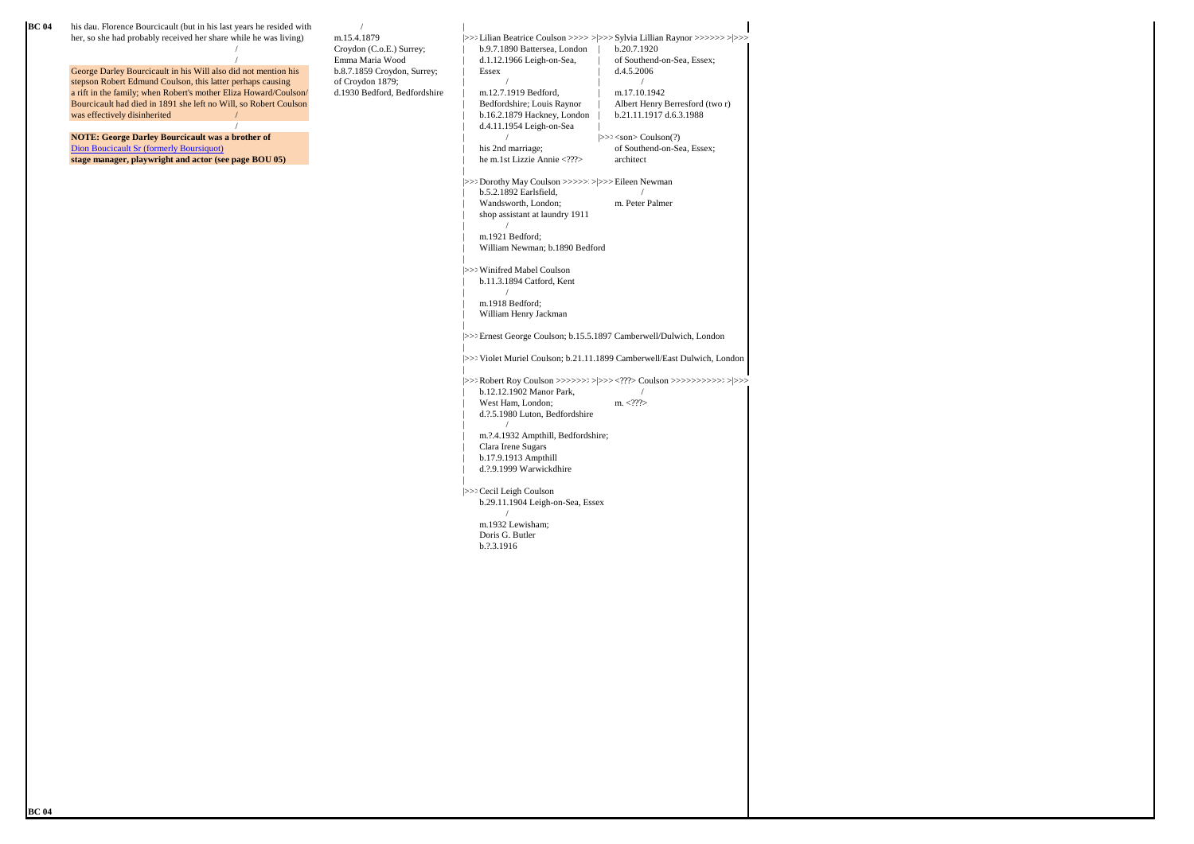his dau. Florence Bourcicault (but in his last years he resided with her, so she had probably received her share while he was living)

George Darley Bourcicault in his Will also did not mention his stepson Robert Edmund Coulson, this latter perhaps causing a rift in the family; when Robert's mother Eliza Howard/Coulson/Bourcicault had died in 1891 she left no Will, so Robert Coulson was effectively disinherited

**NOTE: George Darley Bourcicault was a brother of [Dion Boucicault Sr (formerly Boursiquot)](#) stage manager, playwright and actor (see page BOU 05)**

m.15.4.1879
Croydon (C.o.E.) Surrey;
Emma Maria Wood
b.8.7.1859 Croydon, Surrey;
of Croydon 1879;
d.1930 Bedford, Bedfordshire

- Lilian Beatrice Coulson
  b.9.7.1890 Battersea, London
  d.1.12.1966 Leigh-on-Sea, Essex
  m.12.7.1919 Bedford, Bedfordshire; Louis Raynor
  b.16.2.1879 Hackney, London
  d.4.11.1954 Leigh-on-Sea
  his 2nd marriage;
  he m.1st Lizzie Annie <???>
  - Sylvia Lillian Raynor
    b.20.7.1920
    of Southend-on-Sea, Essex;
    d.4.5.2006
    m.17.10.1942
    Albert Henry Berresford (two r)
    b.21.11.1917 d.6.3.1988
    - <son> Coulson(?)
      of Southend-on-Sea, Essex;
      architect
- Dorothy May Coulson
  b.5.2.1892 Earlsfield, Wandsworth, London;
  shop assistant at laundry 1911
  m.1921 Bedford;
  William Newman; b.1890 Bedford
  - Eileen Newman
    m. Peter Palmer
- Winifred Mabel Coulson
  b.11.3.1894 Catford, Kent
  m.1918 Bedford;
  William Henry Jackman
- Ernest George Coulson; b.15.5.1897 Camberwell/Dulwich, London
- Violet Muriel Coulson; b.21.11.1899 Camberwell/East Dulwich, London
- Robert Roy Coulson
  b.12.12.1902 Manor Park, West Ham, London;
  d.?.5.1980 Luton, Bedfordshire
  m.?.4.1932 Ampthill, Bedfordshire;
  Clara Irene Sugars
  b.17.9.1913 Ampthill
  d.?.9.1999 Warwickdhire
  - <???> Coulson
    m. <???>
- Cecil Leigh Coulson
  b.29.11.1904 Leigh-on-Sea, Essex
  m.1932 Lewisham;
  Doris G. Butler
  b.?.3.1916